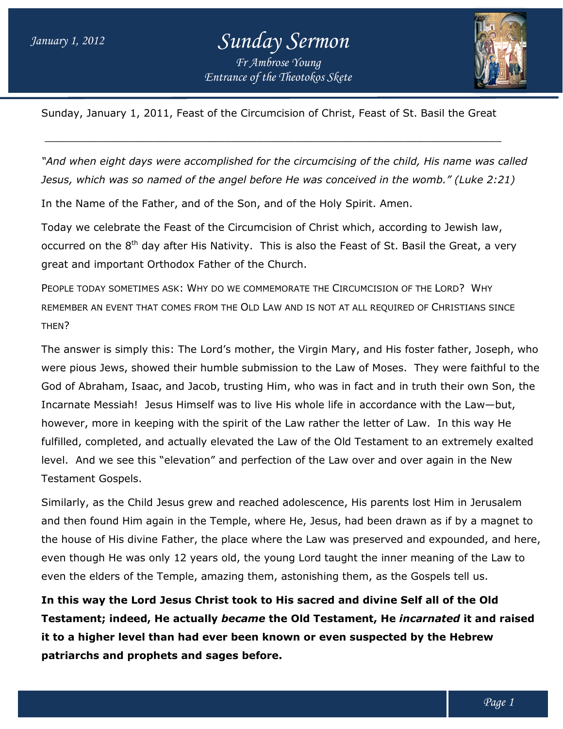# Sunday Sermon

*Fr Ambrose Young*
*Entrance of the Theotokos Skete*

Sunday, January 1, 2011, Feast of the Circumcision of Christ, Feast of St. Basil the Great

---

*"And when eight days were accomplished for the circumcising of the child, His name was called Jesus, which was so named of the angel before He was conceived in the womb." (Luke 2:21)*

In the Name of the Father, and of the Son, and of the Holy Spirit. Amen.

Today we celebrate the Feast of the Circumcision of Christ which, according to Jewish law, occurred on the 8th day after His Nativity. This is also the Feast of St. Basil the Great, a very great and important Orthodox Father of the Church.

PEOPLE TODAY SOMETIMES ASK: WHY DO WE COMMEMORATE THE CIRCUMCISION OF THE LORD? WHY REMEMBER AN EVENT THAT COMES FROM THE OLD LAW AND IS NOT AT ALL REQUIRED OF CHRISTIANS SINCE THEN?

The answer is simply this: The Lord's mother, the Virgin Mary, and His foster father, Joseph, who were pious Jews, showed their humble submission to the Law of Moses. They were faithful to the God of Abraham, Isaac, and Jacob, trusting Him, who was in fact and in truth their own Son, the Incarnate Messiah! Jesus Himself was to live His whole life in accordance with the Law—but, however, more in keeping with the spirit of the Law rather the letter of Law. In this way He fulfilled, completed, and actually elevated the Law of the Old Testament to an extremely exalted level. And we see this "elevation" and perfection of the Law over and over again in the New Testament Gospels.

Similarly, as the Child Jesus grew and reached adolescence, His parents lost Him in Jerusalem and then found Him again in the Temple, where He, Jesus, had been drawn as if by a magnet to the house of His divine Father, the place where the Law was preserved and expounded, and here, even though He was only 12 years old, the young Lord taught the inner meaning of the Law to even the elders of the Temple, amazing them, astonishing them, as the Gospels tell us.

**In this way the Lord Jesus Christ took to His sacred and divine Self all of the Old Testament; indeed, He actually *became* the Old Testament, He *incarnated* it and raised it to a higher level than had ever been known or even suspected by the Hebrew patriarchs and prophets and sages before.**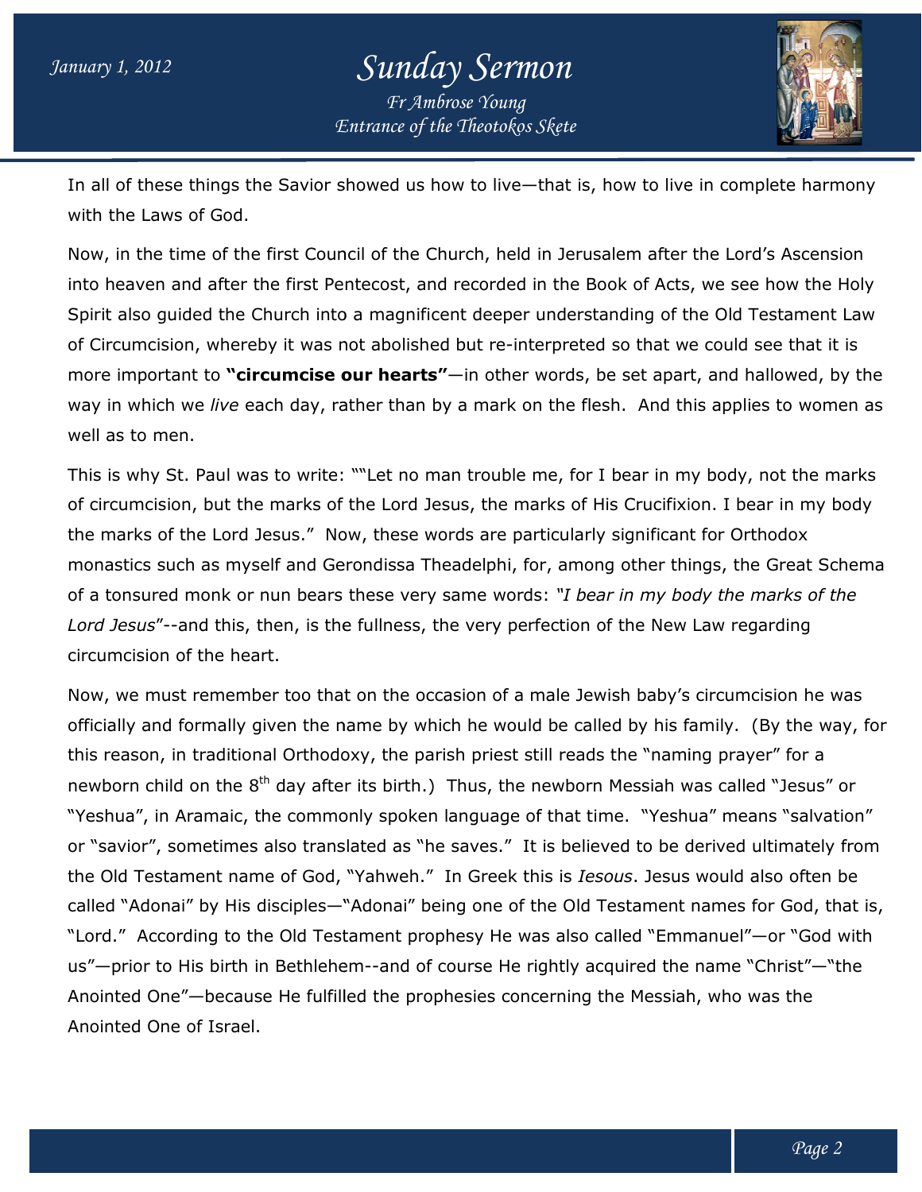In all of these things the Savior showed us how to live—that is, how to live in complete harmony with the Laws of God.

Now, in the time of the first Council of the Church, held in Jerusalem after the Lord's Ascension into heaven and after the first Pentecost, and recorded in the Book of Acts, we see how the Holy Spirit also guided the Church into a magnificent deeper understanding of the Old Testament Law of Circumcision, whereby it was not abolished but re-interpreted so that we could see that it is more important to **"circumcise our hearts"**—in other words, be set apart, and hallowed, by the way in which we *live* each day, rather than by a mark on the flesh. And this applies to women as well as to men.

This is why St. Paul was to write: ""Let no man trouble me, for I bear in my body, not the marks of circumcision, but the marks of the Lord Jesus, the marks of His Crucifixion. I bear in my body the marks of the Lord Jesus." Now, these words are particularly significant for Orthodox monastics such as myself and Gerondissa Theadelphi, for, among other things, the Great Schema of a tonsured monk or nun bears these very same words: *"I bear in my body the marks of the Lord Jesus*"--and this, then, is the fullness, the very perfection of the New Law regarding circumcision of the heart.

Now, we must remember too that on the occasion of a male Jewish baby's circumcision he was officially and formally given the name by which he would be called by his family. (By the way, for this reason, in traditional Orthodoxy, the parish priest still reads the "naming prayer" for a newborn child on the 8th day after its birth.) Thus, the newborn Messiah was called "Jesus" or "Yeshua", in Aramaic, the commonly spoken language of that time. "Yeshua" means "salvation" or "savior", sometimes also translated as "he saves." It is believed to be derived ultimately from the Old Testament name of God, "Yahweh." In Greek this is *Iesous*. Jesus would also often be called "Adonai" by His disciples—"Adonai" being one of the Old Testament names for God, that is, "Lord." According to the Old Testament prophesy He was also called "Emmanuel"—or "God with us"—prior to His birth in Bethlehem--and of course He rightly acquired the name "Christ"—"the Anointed One"—because He fulfilled the prophesies concerning the Messiah, who was the Anointed One of Israel.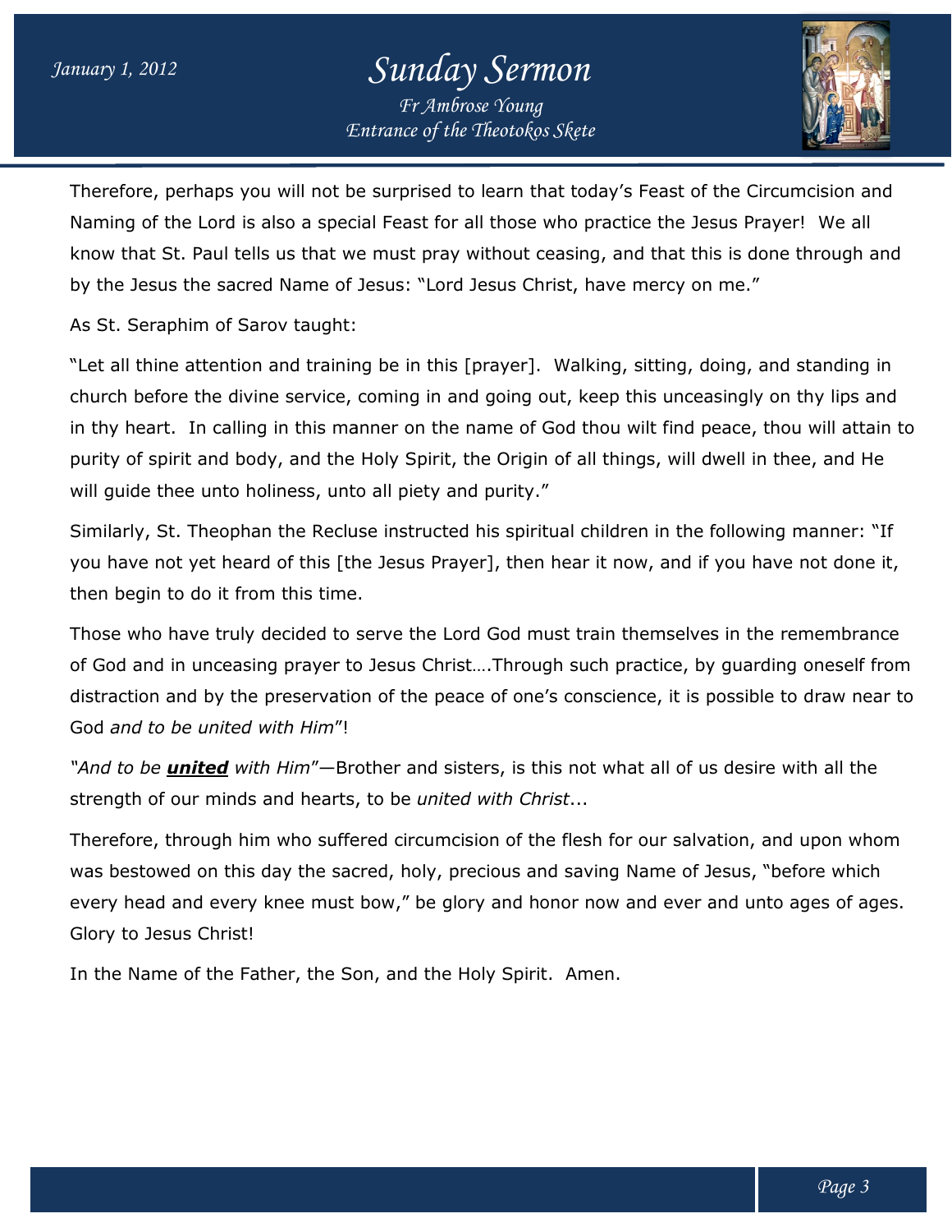Therefore, perhaps you will not be surprised to learn that today's Feast of the Circumcision and Naming of the Lord is also a special Feast for all those who practice the Jesus Prayer! We all know that St. Paul tells us that we must pray without ceasing, and that this is done through and by the Jesus the sacred Name of Jesus: "Lord Jesus Christ, have mercy on me."

As St. Seraphim of Sarov taught:

"Let all thine attention and training be in this [prayer]. Walking, sitting, doing, and standing in church before the divine service, coming in and going out, keep this unceasingly on thy lips and in thy heart. In calling in this manner on the name of God thou wilt find peace, thou will attain to purity of spirit and body, and the Holy Spirit, the Origin of all things, will dwell in thee, and He will guide thee unto holiness, unto all piety and purity."

Similarly, St. Theophan the Recluse instructed his spiritual children in the following manner: "If you have not yet heard of this [the Jesus Prayer], then hear it now, and if you have not done it, then begin to do it from this time.

Those who have truly decided to serve the Lord God must train themselves in the remembrance of God and in unceasing prayer to Jesus Christ….Through such practice, by guarding oneself from distraction and by the preservation of the peace of one's conscience, it is possible to draw near to God *and to be united with Him*"!

*"And to be **united** with Him*"—Brother and sisters, is this not what all of us desire with all the strength of our minds and hearts, to be *united with Christ*...

Therefore, through him who suffered circumcision of the flesh for our salvation, and upon whom was bestowed on this day the sacred, holy, precious and saving Name of Jesus, "before which every head and every knee must bow," be glory and honor now and ever and unto ages of ages. Glory to Jesus Christ!

In the Name of the Father, the Son, and the Holy Spirit. Amen.